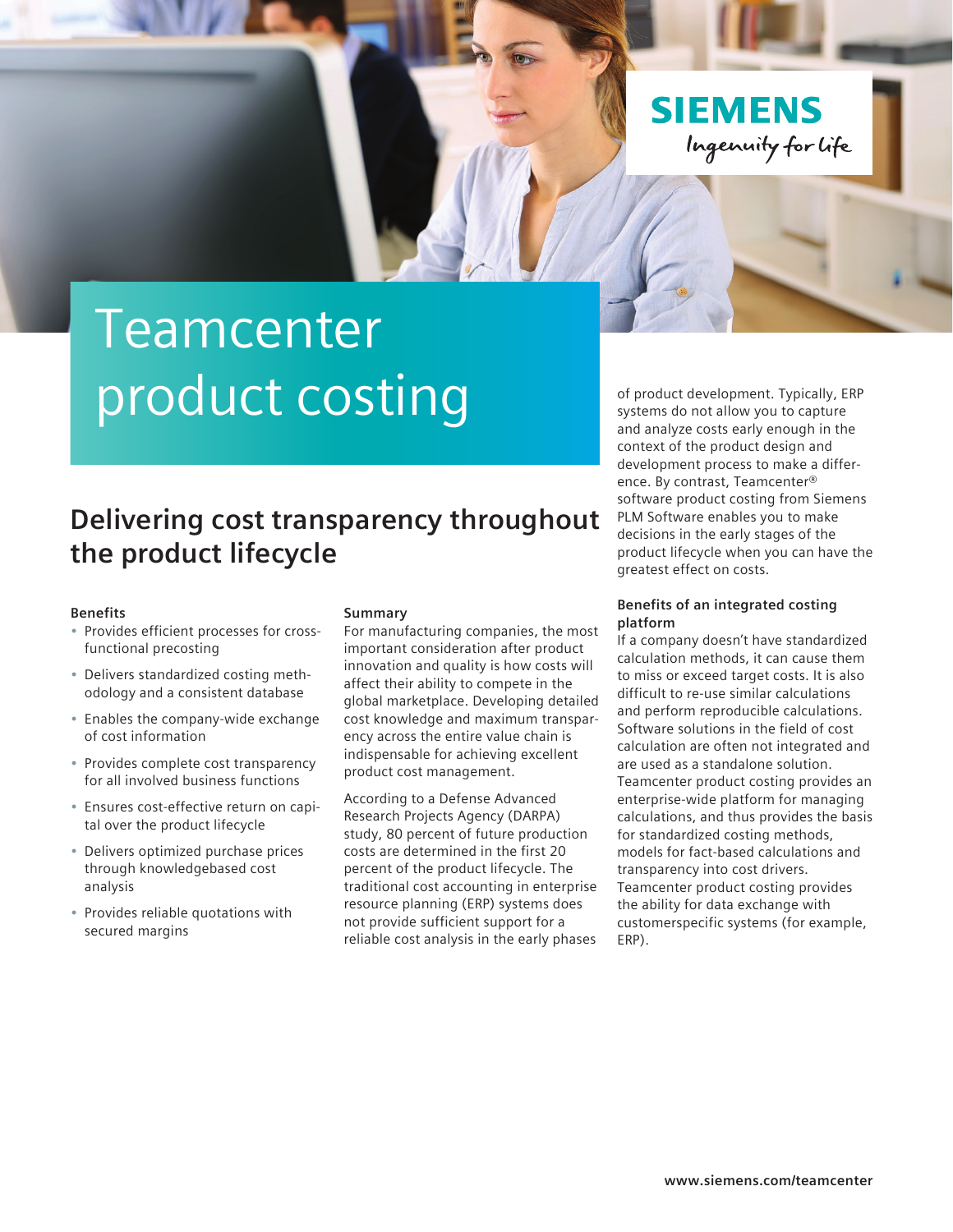SIEMENS

Ingenuity for life

# Teamcenter product costing

## Delivering cost transparency throughout the product lifecycle

#### Benefits

- Provides efficient processes for cross-functional precosting
- Delivers standardized costing methodology and a consistent database
- Enables the company-wide exchange of cost information
- Provides complete cost transparency for all involved business functions
- Ensures cost-effective return on capital over the product lifecycle
- Delivers optimized purchase prices through knowledgebased cost analysis
- Provides reliable quotations with secured margins

#### Summary

For manufacturing companies, the most important consideration after product innovation and quality is how costs will affect their ability to compete in the global marketplace. Developing detailed cost knowledge and maximum transparency across the entire value chain is indispensable for achieving excellent product cost management.

According to a Defense Advanced Research Projects Agency (DARPA) study, 80 percent of future production costs are determined in the first 20 percent of the product lifecycle. The traditional cost accounting in enterprise resource planning (ERP) systems does not provide sufficient support for a reliable cost analysis in the early phases of product development. Typically, ERP systems do not allow you to capture and analyze costs early enough in the context of the product design and development process to make a difference. By contrast, Teamcenter® software product costing from Siemens PLM Software enables you to make decisions in the early stages of the product lifecycle when you can have the greatest effect on costs.

#### Benefits of an integrated costing platform

If a company doesn't have standardized calculation methods, it can cause them to miss or exceed target costs. It is also difficult to re-use similar calculations and perform reproducible calculations. Software solutions in the field of cost calculation are often not integrated and are used as a standalone solution. Teamcenter product costing provides an enterprise-wide platform for managing calculations, and thus provides the basis for standardized costing methods, models for fact-based calculations and transparency into cost drivers. Teamcenter product costing provides the ability for data exchange with customerspecific systems (for example, ERP).

**www.siemens.com/teamcenter**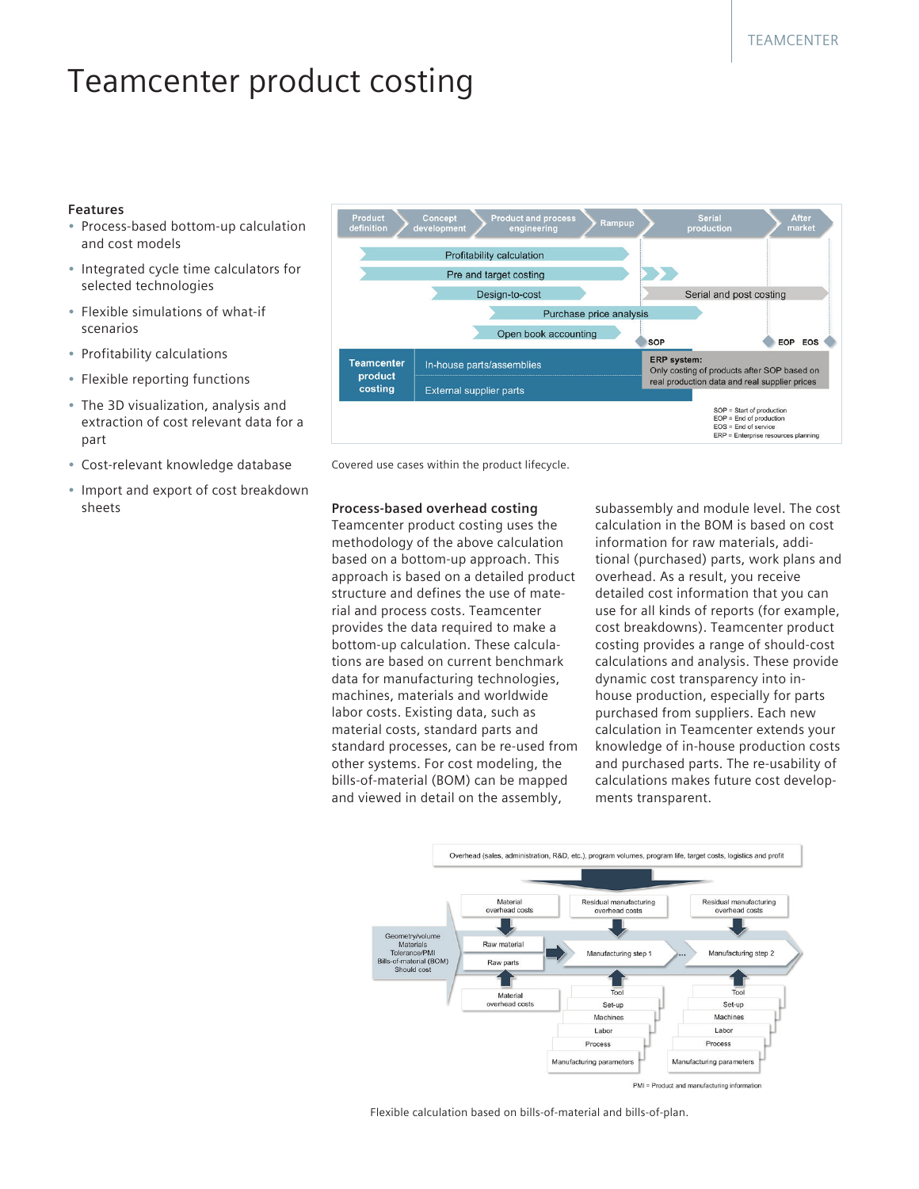# Teamcenter product costing

## Features

- Process-based bottom-up calculation and cost models
- Integrated cycle time calculators for selected technologies
- Flexible simulations of what-if scenarios
- Profitability calculations
- Flexible reporting functions
- The 3D visualization, analysis and extraction of cost relevant data for a part
- Cost-relevant knowledge database
- Import and export of cost breakdown sheets

Covered use cases within the product lifecycle.

### Process-based overhead costing

Teamcenter product costing uses the methodology of the above calculation based on a bottom-up approach. This approach is based on a detailed product structure and defines the use of material and process costs. Teamcenter provides the data required to make a bottom-up calculation. These calculations are based on current benchmark data for manufacturing technologies, machines, materials and worldwide labor costs. Existing data, such as material costs, standard parts and standard processes, can be re-used from other systems. For cost modeling, the bills-of-material (BOM) can be mapped and viewed in detail on the assembly, subassembly and module level. The cost calculation in the BOM is based on cost information for raw materials, additional (purchased) parts, work plans and overhead. As a result, you receive detailed cost information that you can use for all kinds of reports (for example, cost breakdowns). Teamcenter product costing provides a range of should-cost calculations and analysis. These provide dynamic cost transparency into in-house production, especially for parts purchased from suppliers. Each new calculation in Teamcenter extends your knowledge of in-house production costs and purchased parts. The re-usability of calculations makes future cost developments transparent.

Flexible calculation based on bills-of-material and bills-of-plan.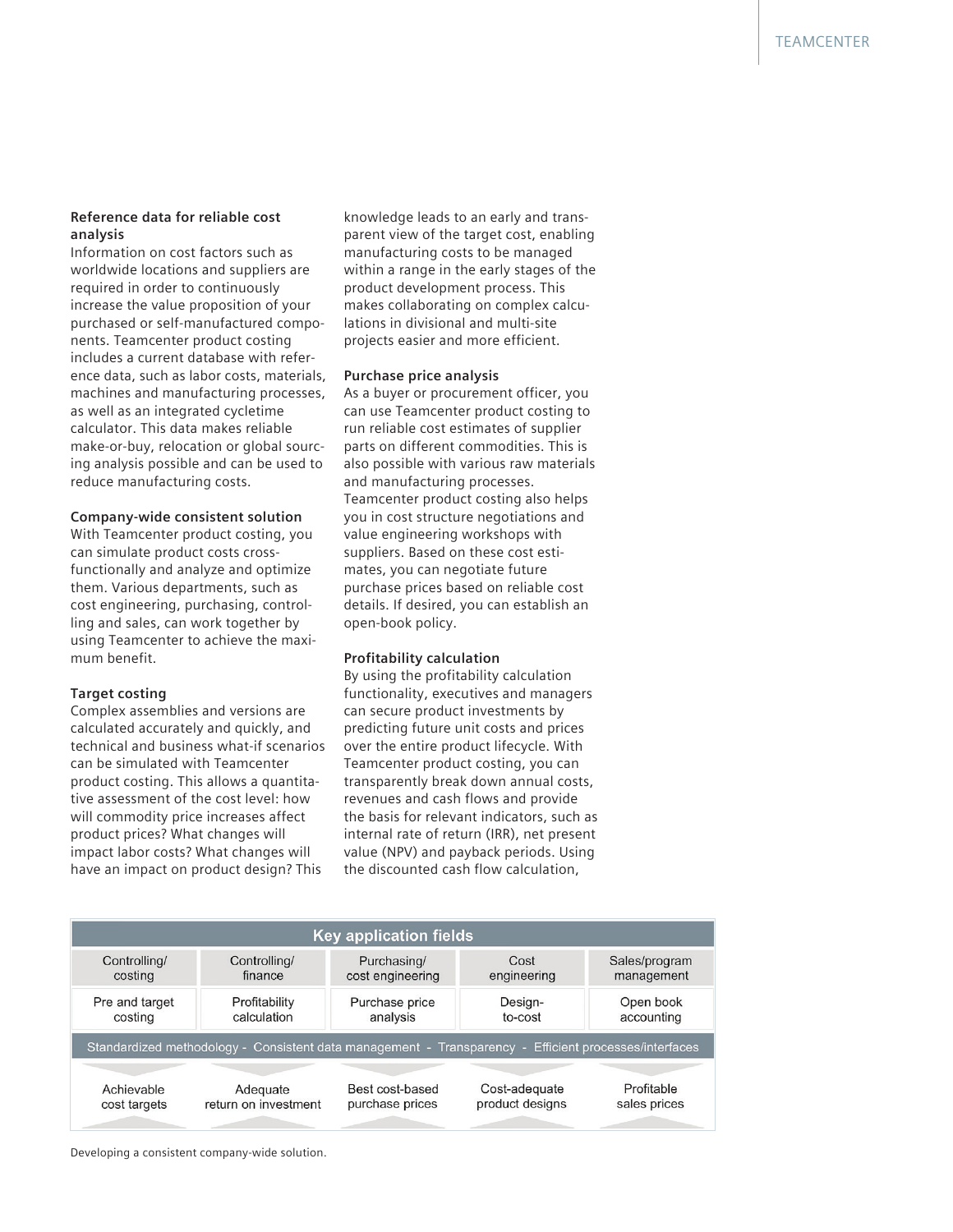### Reference data for reliable cost analysis

Information on cost factors such as worldwide locations and suppliers are required in order to continuously increase the value proposition of your purchased or self-manufactured components. Teamcenter product costing includes a current database with reference data, such as labor costs, materials, machines and manufacturing processes, as well as an integrated cycletime calculator. This data makes reliable make-or-buy, relocation or global sourcing analysis possible and can be used to reduce manufacturing costs.

### Company-wide consistent solution

With Teamcenter product costing, you can simulate product costs cross-functionally and analyze and optimize them. Various departments, such as cost engineering, purchasing, controlling and sales, can work together by using Teamcenter to achieve the maximum benefit.

### Target costing

Complex assemblies and versions are calculated accurately and quickly, and technical and business what-if scenarios can be simulated with Teamcenter product costing. This allows a quantitative assessment of the cost level: how will commodity price increases affect product prices? What changes will impact labor costs? What changes will have an impact on product design? This knowledge leads to an early and transparent view of the target cost, enabling manufacturing costs to be managed within a range in the early stages of the product development process. This makes collaborating on complex calculations in divisional and multi-site projects easier and more efficient.

### Purchase price analysis

As a buyer or procurement officer, you can use Teamcenter product costing to run reliable cost estimates of supplier parts on different commodities. This is also possible with various raw materials and manufacturing processes. Teamcenter product costing also helps you in cost structure negotiations and value engineering workshops with suppliers. Based on these cost estimates, you can negotiate future purchase prices based on reliable cost details. If desired, you can establish an open-book policy.

### Profitability calculation

By using the profitability calculation functionality, executives and managers can secure product investments by predicting future unit costs and prices over the entire product lifecycle. With Teamcenter product costing, you can transparently break down annual costs, revenues and cash flows and provide the basis for relevant indicators, such as internal rate of return (IRR), net present value (NPV) and payback periods. Using the discounted cash flow calculation,

| Key application fields | | | | |
|---|---|---|---|---|
| Controlling/ costing | Controlling/ finance | Purchasing/ cost engineering | Cost engineering | Sales/program management |
| Pre and target costing | Profitability calculation | Purchase price analysis | Design-to-cost | Open book accounting |
| Standardized methodology - Consistent data management - Transparency - Efficient processes/interfaces | | | | |
| Achievable cost targets | Adequate return on investment | Best cost-based purchase prices | Cost-adequate product designs | Profitable sales prices |

Developing a consistent company-wide solution.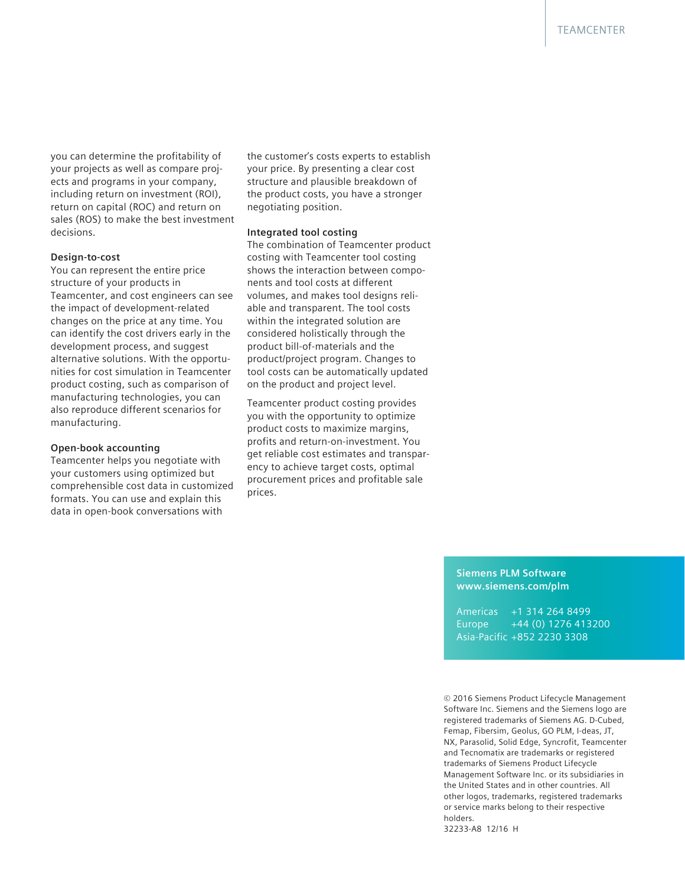you can determine the profitability of your projects as well as compare projects and programs in your company, including return on investment (ROI), return on capital (ROC) and return on sales (ROS) to make the best investment decisions.

**Design-to-cost**

You can represent the entire price structure of your products in Teamcenter, and cost engineers can see the impact of development-related changes on the price at any time. You can identify the cost drivers early in the development process, and suggest alternative solutions. With the opportunities for cost simulation in Teamcenter product costing, such as comparison of manufacturing technologies, you can also reproduce different scenarios for manufacturing.

**Open-book accounting**

Teamcenter helps you negotiate with your customers using optimized but comprehensible cost data in customized formats. You can use and explain this data in open-book conversations with the customer's costs experts to establish your price. By presenting a clear cost structure and plausible breakdown of the product costs, you have a stronger negotiating position.

**Integrated tool costing**

The combination of Teamcenter product costing with Teamcenter tool costing shows the interaction between components and tool costs at different volumes, and makes tool designs reliable and transparent. The tool costs within the integrated solution are considered holistically through the product bill-of-materials and the product/project program. Changes to tool costs can be automatically updated on the product and project level.

Teamcenter product costing provides you with the opportunity to optimize product costs to maximize margins, profits and return-on-investment. You get reliable cost estimates and transparency to achieve target costs, optimal procurement prices and profitable sale prices.

**Siemens PLM Software**
**www.siemens.com/plm**

Americas +1 314 264 8499
Europe +44 (0) 1276 413200
Asia-Pacific +852 2230 3308

© 2016 Siemens Product Lifecycle Management Software Inc. Siemens and the Siemens logo are registered trademarks of Siemens AG. D-Cubed, Femap, Fibersim, Geolus, GO PLM, I-deas, JT, NX, Parasolid, Solid Edge, Syncrofit, Teamcenter and Tecnomatix are trademarks or registered trademarks of Siemens Product Lifecycle Management Software Inc. or its subsidiaries in the United States and in other countries. All other logos, trademarks, registered trademarks or service marks belong to their respective holders.
32233-A8 12/16 H